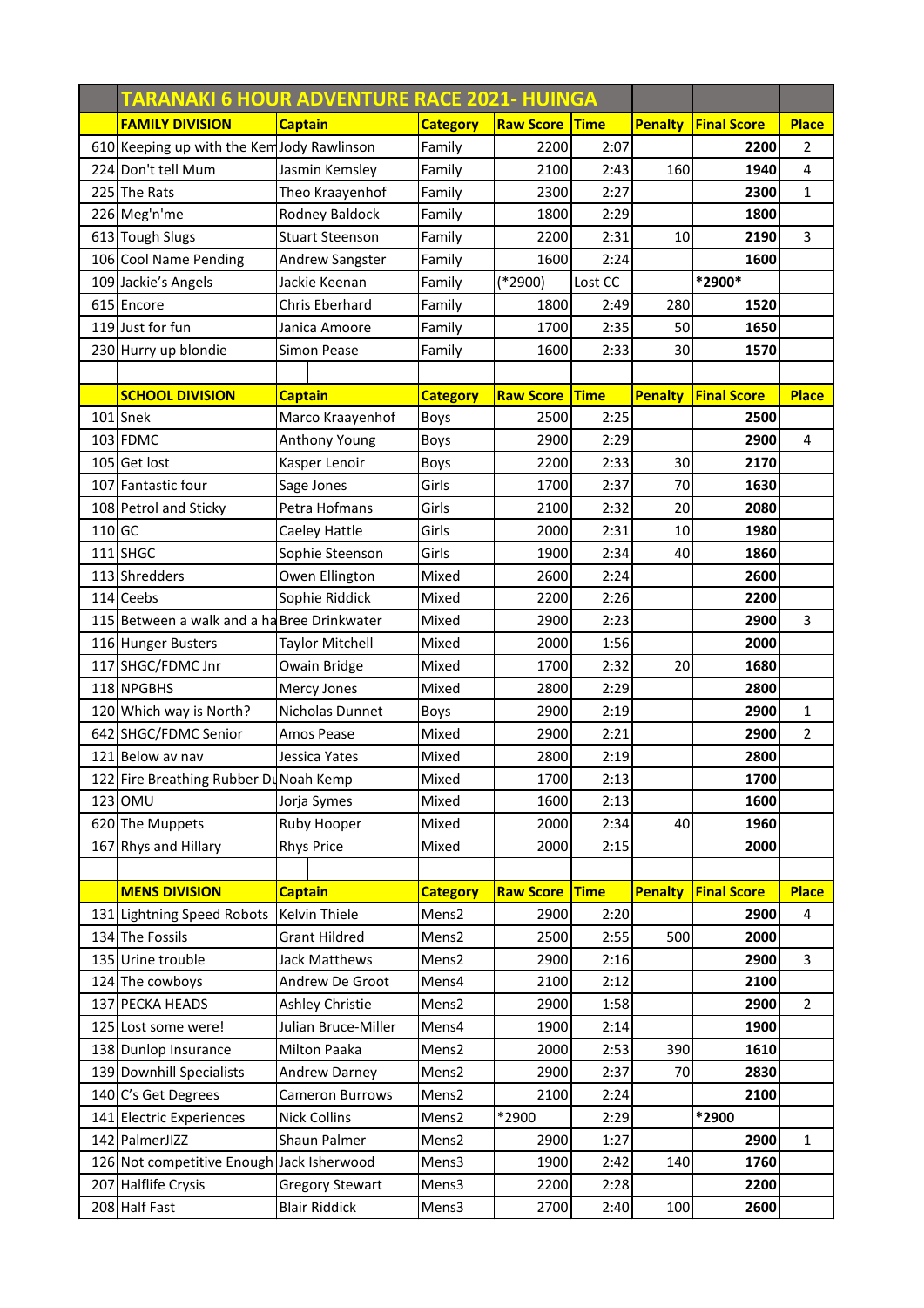# TARANAKI 6 HOUR ADVENTURE RACE 2021- HUINGA

| | FAMILY DIVISION | Captain | Category | Raw Score | Time | Penalty | Final Score | Place |
|---|---|---|---|---|---|---|---|---|
| 610 | Keeping up with the Ken | Jody Rawlinson | Family | 2200 | 2:07 | | 2200 | 2 |
| 224 | Don't tell Mum | Jasmin Kemsley | Family | 2100 | 2:43 | 160 | 1940 | 4 |
| 225 | The Rats | Theo Kraayenhof | Family | 2300 | 2:27 | | 2300 | 1 |
| 226 | Meg'n'me | Rodney Baldock | Family | 1800 | 2:29 | | 1800 | |
| 613 | Tough Slugs | Stuart Steenson | Family | 2200 | 2:31 | 10 | 2190 | 3 |
| 106 | Cool Name Pending | Andrew Sangster | Family | 1600 | 2:24 | | 1600 | |
| 109 | Jackie's Angels | Jackie Keenan | Family | (*2900) | Lost CC | | *2900* | |
| 615 | Encore | Chris Eberhard | Family | 1800 | 2:49 | 280 | 1520 | |
| 119 | Just for fun | Janica Amoore | Family | 1700 | 2:35 | 50 | 1650 | |
| 230 | Hurry up blondie | Simon Pease | Family | 1600 | 2:33 | 30 | 1570 | |
| | | | | | | | | |
| | **SCHOOL DIVISION** | **Captain** | **Category** | **Raw Score** | **Time** | **Penalty** | **Final Score** | **Place** |
| 101 | Snek | Marco Kraayenhof | Boys | 2500 | 2:25 | | 2500 | |
| 103 | FDMC | Anthony Young | Boys | 2900 | 2:29 | | 2900 | 4 |
| 105 | Get lost | Kasper Lenoir | Boys | 2200 | 2:33 | 30 | 2170 | |
| 107 | Fantastic four | Sage Jones | Girls | 1700 | 2:37 | 70 | 1630 | |
| 108 | Petrol and Sticky | Petra Hofmans | Girls | 2100 | 2:32 | 20 | 2080 | |
| 110 | GC | Caeley Hattle | Girls | 2000 | 2:31 | 10 | 1980 | |
| 111 | SHGC | Sophie Steenson | Girls | 1900 | 2:34 | 40 | 1860 | |
| 113 | Shredders | Owen Ellington | Mixed | 2600 | 2:24 | | 2600 | |
| 114 | Ceebs | Sophie Riddick | Mixed | 2200 | 2:26 | | 2200 | |
| 115 | Between a walk and a ha | Bree Drinkwater | Mixed | 2900 | 2:23 | | 2900 | 3 |
| 116 | Hunger Busters | Taylor Mitchell | Mixed | 2000 | 1:56 | | 2000 | |
| 117 | SHGC/FDMC Jnr | Owain Bridge | Mixed | 1700 | 2:32 | 20 | 1680 | |
| 118 | NPGBHS | Mercy Jones | Mixed | 2800 | 2:29 | | 2800 | |
| 120 | Which way is North? | Nicholas Dunnet | Boys | 2900 | 2:19 | | 2900 | 1 |
| 642 | SHGC/FDMC Senior | Amos Pease | Mixed | 2900 | 2:21 | | 2900 | 2 |
| 121 | Below av nav | Jessica Yates | Mixed | 2800 | 2:19 | | 2800 | |
| 122 | Fire Breathing Rubber Du | Noah Kemp | Mixed | 1700 | 2:13 | | 1700 | |
| 123 | OMU | Jorja Symes | Mixed | 1600 | 2:13 | | 1600 | |
| 620 | The Muppets | Ruby Hooper | Mixed | 2000 | 2:34 | 40 | 1960 | |
| 167 | Rhys and Hillary | Rhys Price | Mixed | 2000 | 2:15 | | 2000 | |
| | | | | | | | | |
| | **MENS DIVISION** | **Captain** | **Category** | **Raw Score** | **Time** | **Penalty** | **Final Score** | **Place** |
| 131 | Lightning Speed Robots | Kelvin Thiele | Mens2 | 2900 | 2:20 | | 2900 | 4 |
| 134 | The Fossils | Grant Hildred | Mens2 | 2500 | 2:55 | 500 | 2000 | |
| 135 | Urine trouble | Jack Matthews | Mens2 | 2900 | 2:16 | | 2900 | 3 |
| 124 | The cowboys | Andrew De Groot | Mens4 | 2100 | 2:12 | | 2100 | |
| 137 | PECKA HEADS | Ashley Christie | Mens2 | 2900 | 1:58 | | 2900 | 2 |
| 125 | Lost some were! | Julian Bruce-Miller | Mens4 | 1900 | 2:14 | | 1900 | |
| 138 | Dunlop Insurance | Milton Paaka | Mens2 | 2000 | 2:53 | 390 | 1610 | |
| 139 | Downhill Specialists | Andrew Darney | Mens2 | 2900 | 2:37 | 70 | 2830 | |
| 140 | C's Get Degrees | Cameron Burrows | Mens2 | 2100 | 2:24 | | 2100 | |
| 141 | Electric Experiences | Nick Collins | Mens2 | *2900 | 2:29 | | *2900 | |
| 142 | PalmerJIZZ | Shaun Palmer | Mens2 | 2900 | 1:27 | | 2900 | 1 |
| 126 | Not competitive Enough | Jack Isherwood | Mens3 | 1900 | 2:42 | 140 | 1760 | |
| 207 | Halflife Crysis | Gregory Stewart | Mens3 | 2200 | 2:28 | | 2200 | |
| 208 | Half Fast | Blair Riddick | Mens3 | 2700 | 2:40 | 100 | 2600 | |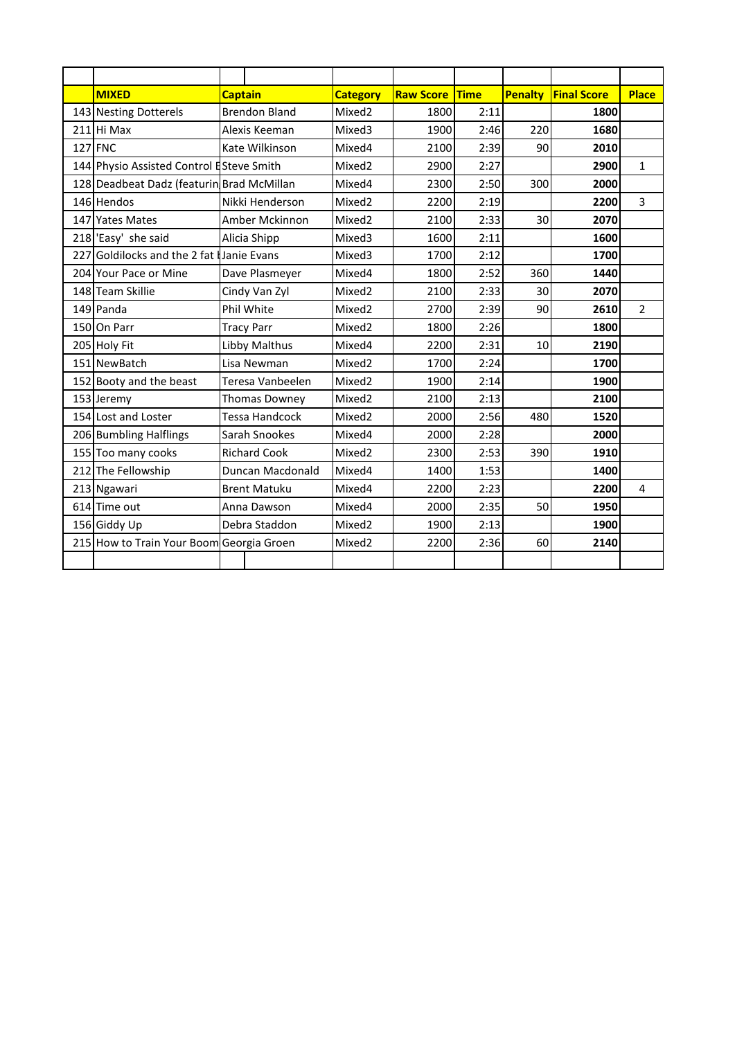| | MIXED | Captain | Category | Raw Score | Time | Penalty | Final Score | Place |
|---|---|---|---|---|---|---|---|---|
| 143 | Nesting Dotterels | Brendon Bland | Mixed2 | 1800 | 2:11 | | **1800** | |
| 211 | Hi Max | Alexis Keeman | Mixed3 | 1900 | 2:46 | 220 | **1680** | |
| 127 | FNC | Kate Wilkinson | Mixed4 | 2100 | 2:39 | 90 | **2010** | |
| 144 | Physio Assisted Control E | Steve Smith | Mixed2 | 2900 | 2:27 | | **2900** | 1 |
| 128 | Deadbeat Dadz (featurin | Brad McMillan | Mixed4 | 2300 | 2:50 | 300 | **2000** | |
| 146 | Hendos | Nikki Henderson | Mixed2 | 2200 | 2:19 | | **2200** | 3 |
| 147 | Yates Mates | Amber Mckinnon | Mixed2 | 2100 | 2:33 | 30 | **2070** | |
| 218 | 'Easy' she said | Alicia Shipp | Mixed3 | 1600 | 2:11 | | **1600** | |
| 227 | Goldilocks and the 2 fat b | Janie Evans | Mixed3 | 1700 | 2:12 | | **1700** | |
| 204 | Your Pace or Mine | Dave Plasmeyer | Mixed4 | 1800 | 2:52 | 360 | **1440** | |
| 148 | Team Skillie | Cindy Van Zyl | Mixed2 | 2100 | 2:33 | 30 | **2070** | |
| 149 | Panda | Phil White | Mixed2 | 2700 | 2:39 | 90 | **2610** | 2 |
| 150 | On Parr | Tracy Parr | Mixed2 | 1800 | 2:26 | | **1800** | |
| 205 | Holy Fit | Libby Malthus | Mixed4 | 2200 | 2:31 | 10 | **2190** | |
| 151 | NewBatch | Lisa Newman | Mixed2 | 1700 | 2:24 | | **1700** | |
| 152 | Booty and the beast | Teresa Vanbeelen | Mixed2 | 1900 | 2:14 | | **1900** | |
| 153 | Jeremy | Thomas Downey | Mixed2 | 2100 | 2:13 | | **2100** | |
| 154 | Lost and Loster | Tessa Handcock | Mixed2 | 2000 | 2:56 | 480 | **1520** | |
| 206 | Bumbling Halflings | Sarah Snookes | Mixed4 | 2000 | 2:28 | | **2000** | |
| 155 | Too many cooks | Richard Cook | Mixed2 | 2300 | 2:53 | 390 | **1910** | |
| 212 | The Fellowship | Duncan Macdonald | Mixed4 | 1400 | 1:53 | | **1400** | |
| 213 | Ngawari | Brent Matuku | Mixed4 | 2200 | 2:23 | | **2200** | 4 |
| 614 | Time out | Anna Dawson | Mixed4 | 2000 | 2:35 | 50 | **1950** | |
| 156 | Giddy Up | Debra Staddon | Mixed2 | 1900 | 2:13 | | **1900** | |
| 215 | How to Train Your Boom | Georgia Groen | Mixed2 | 2200 | 2:36 | 60 | **2140** | |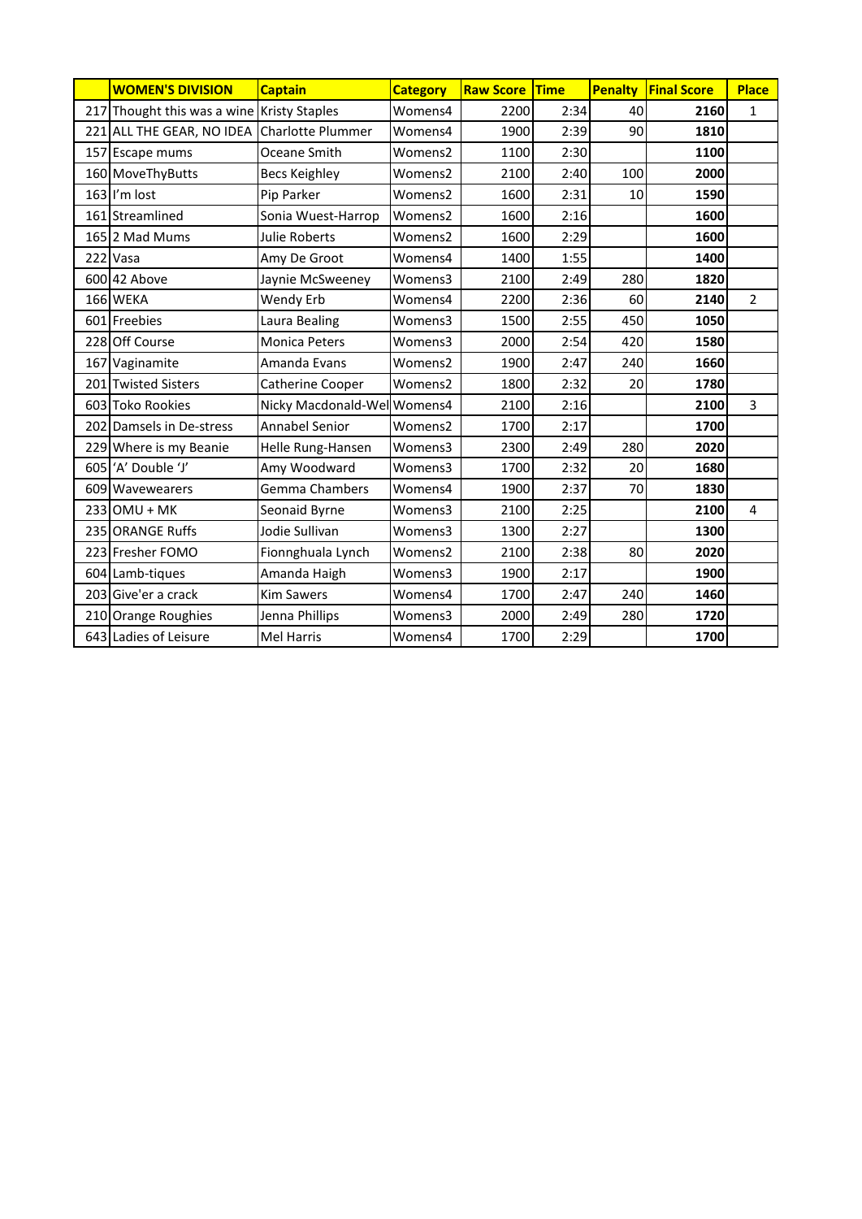| | WOMEN'S DIVISION | Captain | Category | Raw Score | Time | Penalty | Final Score | Place |
|---|---|---|---|---|---|---|---|---|
| 217 | Thought this was a wine | Kristy Staples | Womens4 | 2200 | 2:34 | 40 | **2160** | 1 |
| 221 | ALL THE GEAR, NO IDEA | Charlotte Plummer | Womens4 | 1900 | 2:39 | 90 | **1810** | |
| 157 | Escape mums | Oceane Smith | Womens2 | 1100 | 2:30 | | **1100** | |
| 160 | MoveThyButts | Becs Keighley | Womens2 | 2100 | 2:40 | 100 | **2000** | |
| 163 | I'm lost | Pip Parker | Womens2 | 1600 | 2:31 | 10 | **1590** | |
| 161 | Streamlined | Sonia Wuest-Harrop | Womens2 | 1600 | 2:16 | | **1600** | |
| 165 | 2 Mad Mums | Julie Roberts | Womens2 | 1600 | 2:29 | | **1600** | |
| 222 | Vasa | Amy De Groot | Womens4 | 1400 | 1:55 | | **1400** | |
| 600 | 42 Above | Jaynie McSweeney | Womens3 | 2100 | 2:49 | 280 | **1820** | |
| 166 | WEKA | Wendy Erb | Womens4 | 2200 | 2:36 | 60 | **2140** | 2 |
| 601 | Freebies | Laura Bealing | Womens3 | 1500 | 2:55 | 450 | **1050** | |
| 228 | Off Course | Monica Peters | Womens3 | 2000 | 2:54 | 420 | **1580** | |
| 167 | Vaginamite | Amanda Evans | Womens2 | 1900 | 2:47 | 240 | **1660** | |
| 201 | Twisted Sisters | Catherine Cooper | Womens2 | 1800 | 2:32 | 20 | **1780** | |
| 603 | Toko Rookies | Nicky Macdonald-Wel | Womens4 | 2100 | 2:16 | | **2100** | 3 |
| 202 | Damsels in De-stress | Annabel Senior | Womens2 | 1700 | 2:17 | | **1700** | |
| 229 | Where is my Beanie | Helle Rung-Hansen | Womens3 | 2300 | 2:49 | 280 | **2020** | |
| 605 | 'A' Double 'J' | Amy Woodward | Womens3 | 1700 | 2:32 | 20 | **1680** | |
| 609 | Wavewearers | Gemma Chambers | Womens4 | 1900 | 2:37 | 70 | **1830** | |
| 233 | OMU + MK | Seonaid Byrne | Womens3 | 2100 | 2:25 | | **2100** | 4 |
| 235 | ORANGE Ruffs | Jodie Sullivan | Womens3 | 1300 | 2:27 | | **1300** | |
| 223 | Fresher FOMO | Fionnghuala Lynch | Womens2 | 2100 | 2:38 | 80 | **2020** | |
| 604 | Lamb-tiques | Amanda Haigh | Womens3 | 1900 | 2:17 | | **1900** | |
| 203 | Give'er a crack | Kim Sawers | Womens4 | 1700 | 2:47 | 240 | **1460** | |
| 210 | Orange Roughies | Jenna Phillips | Womens3 | 2000 | 2:49 | 280 | **1720** | |
| 643 | Ladies of Leisure | Mel Harris | Womens4 | 1700 | 2:29 | | **1700** | |